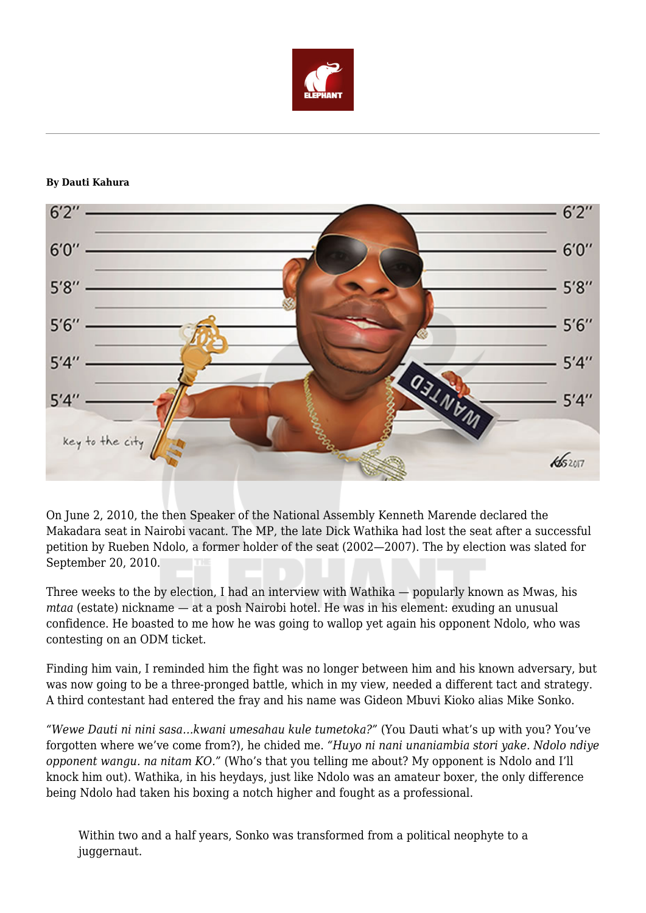**By Dauti Kahura**

On June 2, 2010, the then Speaker of the National Assembly Kenneth Marende declared the Makadara seat in Nairobi vacant. The MP, the late Dick Wathika had lost the seat after a successful petition by Rueben Ndolo, a former holder of the seat (2002—2007). The by election was slated for September 20, 2010.

Three weeks to the by election, I had an interview with Wathika — popularly known as Mwas, his *mtaa* (estate) nickname — at a posh Nairobi hotel. He was in his element: exuding an unusual confidence. He boasted to me how he was going to wallop yet again his opponent Ndolo, who was contesting on an ODM ticket.

Finding him vain, I reminded him the fight was no longer between him and his known adversary, but was now going to be a three-pronged battle, which in my view, needed a different tact and strategy. A third contestant had entered the fray and his name was Gideon Mbuvi Kioko alias Mike Sonko.

*"Wewe Dauti ni nini sasa…kwani umesahau kule tumetoka?"* (You Dauti what's up with you? You've forgotten where we've come from?), he chided me. *"Huyo ni nani unaniambia stori yake. Ndolo ndiye opponent wangu. na nitam KO."* (Who's that you telling me about? My opponent is Ndolo and I'll knock him out). Wathika, in his heydays, just like Ndolo was an amateur boxer, the only difference being Ndolo had taken his boxing a notch higher and fought as a professional.

> Within two and a half years, Sonko was transformed from a political neophyte to a juggernaut.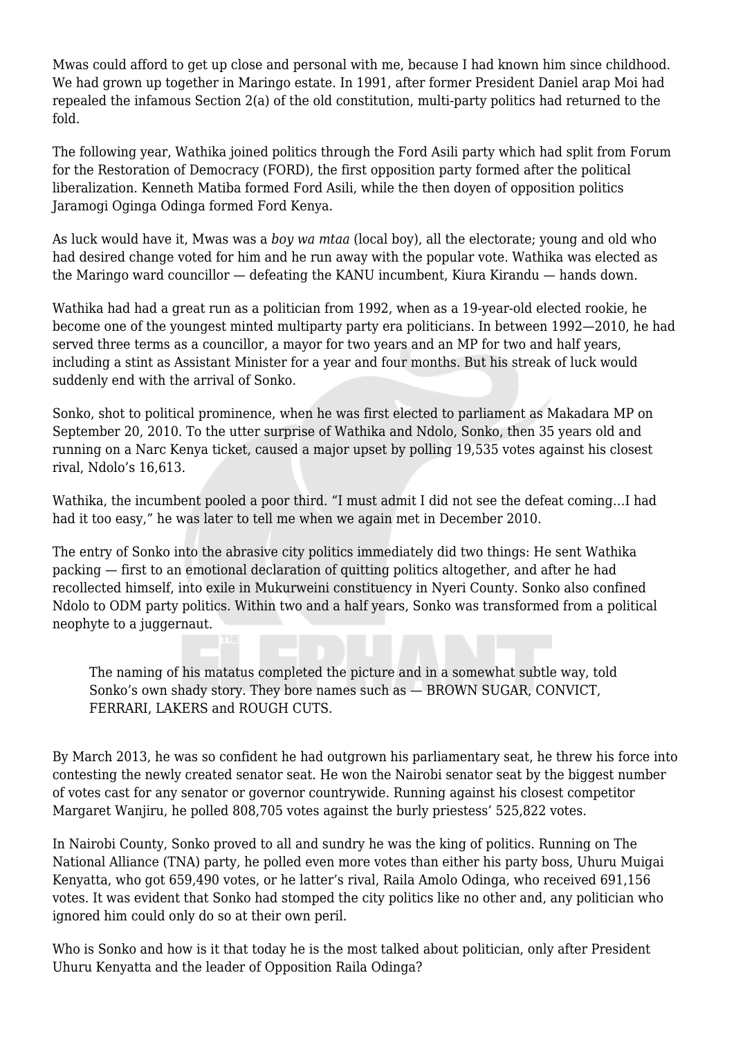Mwas could afford to get up close and personal with me, because I had known him since childhood. We had grown up together in Maringo estate. In 1991, after former President Daniel arap Moi had repealed the infamous Section 2(a) of the old constitution, multi-party politics had returned to the fold.

The following year, Wathika joined politics through the Ford Asili party which had split from Forum for the Restoration of Democracy (FORD), the first opposition party formed after the political liberalization. Kenneth Matiba formed Ford Asili, while the then doyen of opposition politics Jaramogi Oginga Odinga formed Ford Kenya.

As luck would have it, Mwas was a *boy wa mtaa* (local boy), all the electorate; young and old who had desired change voted for him and he run away with the popular vote. Wathika was elected as the Maringo ward councillor — defeating the KANU incumbent, Kiura Kirandu — hands down.

Wathika had had a great run as a politician from 1992, when as a 19-year-old elected rookie, he become one of the youngest minted multiparty party era politicians. In between 1992—2010, he had served three terms as a councillor, a mayor for two years and an MP for two and half years, including a stint as Assistant Minister for a year and four months. But his streak of luck would suddenly end with the arrival of Sonko.

Sonko, shot to political prominence, when he was first elected to parliament as Makadara MP on September 20, 2010. To the utter surprise of Wathika and Ndolo, Sonko, then 35 years old and running on a Narc Kenya ticket, caused a major upset by polling 19,535 votes against his closest rival, Ndolo's 16,613.

Wathika, the incumbent pooled a poor third. "I must admit I did not see the defeat coming…I had had it too easy," he was later to tell me when we again met in December 2010.

The entry of Sonko into the abrasive city politics immediately did two things: He sent Wathika packing — first to an emotional declaration of quitting politics altogether, and after he had recollected himself, into exile in Mukurweini constituency in Nyeri County. Sonko also confined Ndolo to ODM party politics. Within two and a half years, Sonko was transformed from a political neophyte to a juggernaut.

> The naming of his matatus completed the picture and in a somewhat subtle way, told Sonko's own shady story. They bore names such as — BROWN SUGAR, CONVICT, FERRARI, LAKERS and ROUGH CUTS.

By March 2013, he was so confident he had outgrown his parliamentary seat, he threw his force into contesting the newly created senator seat. He won the Nairobi senator seat by the biggest number of votes cast for any senator or governor countrywide. Running against his closest competitor Margaret Wanjiru, he polled 808,705 votes against the burly priestess' 525,822 votes.

In Nairobi County, Sonko proved to all and sundry he was the king of politics. Running on The National Alliance (TNA) party, he polled even more votes than either his party boss, Uhuru Muigai Kenyatta, who got 659,490 votes, or he latter's rival, Raila Amolo Odinga, who received 691,156 votes. It was evident that Sonko had stomped the city politics like no other and, any politician who ignored him could only do so at their own peril.

Who is Sonko and how is it that today he is the most talked about politician, only after President Uhuru Kenyatta and the leader of Opposition Raila Odinga?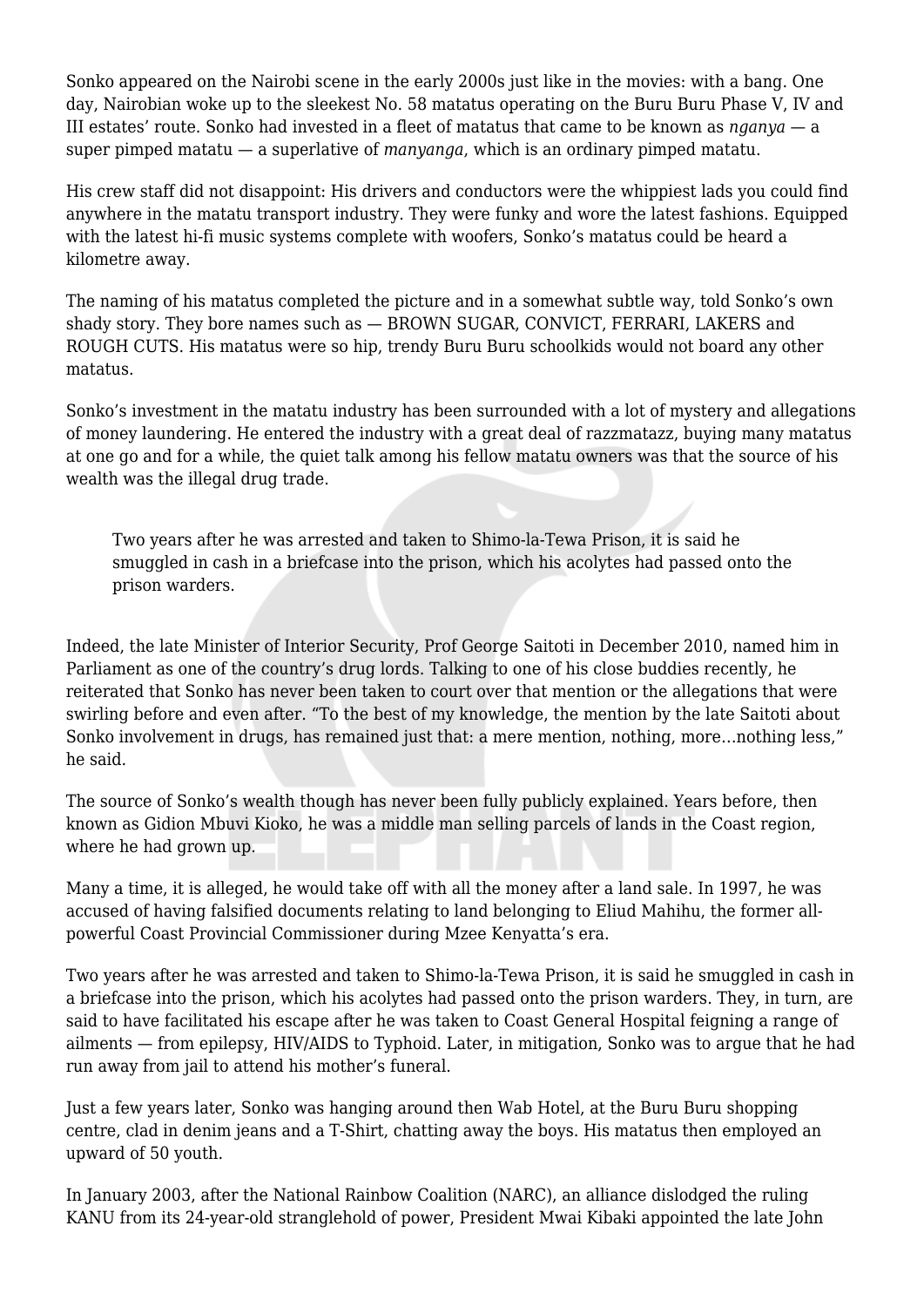Sonko appeared on the Nairobi scene in the early 2000s just like in the movies: with a bang. One day, Nairobian woke up to the sleekest No. 58 matatus operating on the Buru Buru Phase V, IV and III estates' route. Sonko had invested in a fleet of matatus that came to be known as *nganya* — a super pimped matatu — a superlative of *manyanga*, which is an ordinary pimped matatu.

His crew staff did not disappoint: His drivers and conductors were the whippiest lads you could find anywhere in the matatu transport industry. They were funky and wore the latest fashions. Equipped with the latest hi-fi music systems complete with woofers, Sonko's matatus could be heard a kilometre away.

The naming of his matatus completed the picture and in a somewhat subtle way, told Sonko's own shady story. They bore names such as — BROWN SUGAR, CONVICT, FERRARI, LAKERS and ROUGH CUTS. His matatus were so hip, trendy Buru Buru schoolkids would not board any other matatus.

Sonko's investment in the matatu industry has been surrounded with a lot of mystery and allegations of money laundering. He entered the industry with a great deal of razzmatazz, buying many matatus at one go and for a while, the quiet talk among his fellow matatu owners was that the source of his wealth was the illegal drug trade.

> Two years after he was arrested and taken to Shimo-la-Tewa Prison, it is said he smuggled in cash in a briefcase into the prison, which his acolytes had passed onto the prison warders.

Indeed, the late Minister of Interior Security, Prof George Saitoti in December 2010, named him in Parliament as one of the country's drug lords. Talking to one of his close buddies recently, he reiterated that Sonko has never been taken to court over that mention or the allegations that were swirling before and even after. "To the best of my knowledge, the mention by the late Saitoti about Sonko involvement in drugs, has remained just that: a mere mention, nothing, more…nothing less," he said.

The source of Sonko's wealth though has never been fully publicly explained. Years before, then known as Gidion Mbuvi Kioko, he was a middle man selling parcels of lands in the Coast region, where he had grown up.

Many a time, it is alleged, he would take off with all the money after a land sale. In 1997, he was accused of having falsified documents relating to land belonging to Eliud Mahihu, the former all-powerful Coast Provincial Commissioner during Mzee Kenyatta's era.

Two years after he was arrested and taken to Shimo-la-Tewa Prison, it is said he smuggled in cash in a briefcase into the prison, which his acolytes had passed onto the prison warders. They, in turn, are said to have facilitated his escape after he was taken to Coast General Hospital feigning a range of ailments — from epilepsy, HIV/AIDS to Typhoid. Later, in mitigation, Sonko was to argue that he had run away from jail to attend his mother's funeral.

Just a few years later, Sonko was hanging around then Wab Hotel, at the Buru Buru shopping centre, clad in denim jeans and a T-Shirt, chatting away the boys. His matatus then employed an upward of 50 youth.

In January 2003, after the National Rainbow Coalition (NARC), an alliance dislodged the ruling KANU from its 24-year-old stranglehold of power, President Mwai Kibaki appointed the late John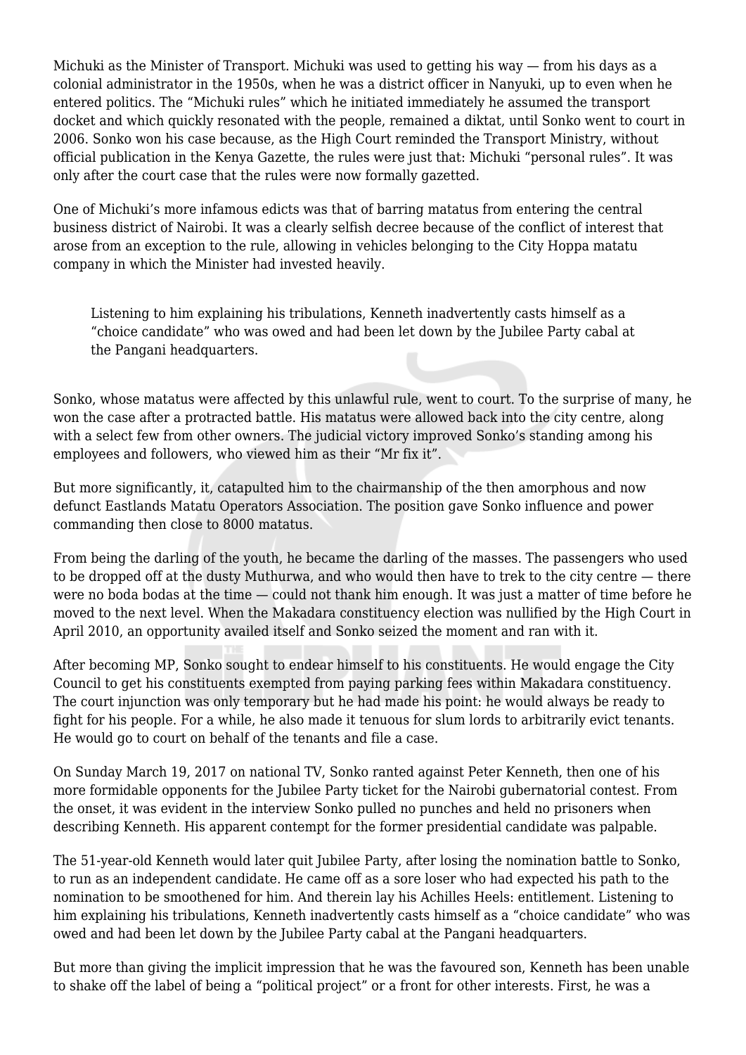Michuki as the Minister of Transport. Michuki was used to getting his way — from his days as a colonial administrator in the 1950s, when he was a district officer in Nanyuki, up to even when he entered politics. The "Michuki rules" which he initiated immediately he assumed the transport docket and which quickly resonated with the people, remained a diktat, until Sonko went to court in 2006. Sonko won his case because, as the High Court reminded the Transport Ministry, without official publication in the Kenya Gazette, the rules were just that: Michuki "personal rules". It was only after the court case that the rules were now formally gazetted.

One of Michuki's more infamous edicts was that of barring matatus from entering the central business district of Nairobi. It was a clearly selfish decree because of the conflict of interest that arose from an exception to the rule, allowing in vehicles belonging to the City Hoppa matatu company in which the Minister had invested heavily.

> Listening to him explaining his tribulations, Kenneth inadvertently casts himself as a "choice candidate" who was owed and had been let down by the Jubilee Party cabal at the Pangani headquarters.

Sonko, whose matatus were affected by this unlawful rule, went to court. To the surprise of many, he won the case after a protracted battle. His matatus were allowed back into the city centre, along with a select few from other owners. The judicial victory improved Sonko's standing among his employees and followers, who viewed him as their "Mr fix it".

But more significantly, it, catapulted him to the chairmanship of the then amorphous and now defunct Eastlands Matatu Operators Association. The position gave Sonko influence and power commanding then close to 8000 matatus.

From being the darling of the youth, he became the darling of the masses. The passengers who used to be dropped off at the dusty Muthurwa, and who would then have to trek to the city centre — there were no boda bodas at the time — could not thank him enough. It was just a matter of time before he moved to the next level. When the Makadara constituency election was nullified by the High Court in April 2010, an opportunity availed itself and Sonko seized the moment and ran with it.

After becoming MP, Sonko sought to endear himself to his constituents. He would engage the City Council to get his constituents exempted from paying parking fees within Makadara constituency. The court injunction was only temporary but he had made his point: he would always be ready to fight for his people. For a while, he also made it tenuous for slum lords to arbitrarily evict tenants. He would go to court on behalf of the tenants and file a case.

On Sunday March 19, 2017 on national TV, Sonko ranted against Peter Kenneth, then one of his more formidable opponents for the Jubilee Party ticket for the Nairobi gubernatorial contest. From the onset, it was evident in the interview Sonko pulled no punches and held no prisoners when describing Kenneth. His apparent contempt for the former presidential candidate was palpable.

The 51-year-old Kenneth would later quit Jubilee Party, after losing the nomination battle to Sonko, to run as an independent candidate. He came off as a sore loser who had expected his path to the nomination to be smoothened for him. And therein lay his Achilles Heels: entitlement. Listening to him explaining his tribulations, Kenneth inadvertently casts himself as a "choice candidate" who was owed and had been let down by the Jubilee Party cabal at the Pangani headquarters.

But more than giving the implicit impression that he was the favoured son, Kenneth has been unable to shake off the label of being a "political project" or a front for other interests. First, he was a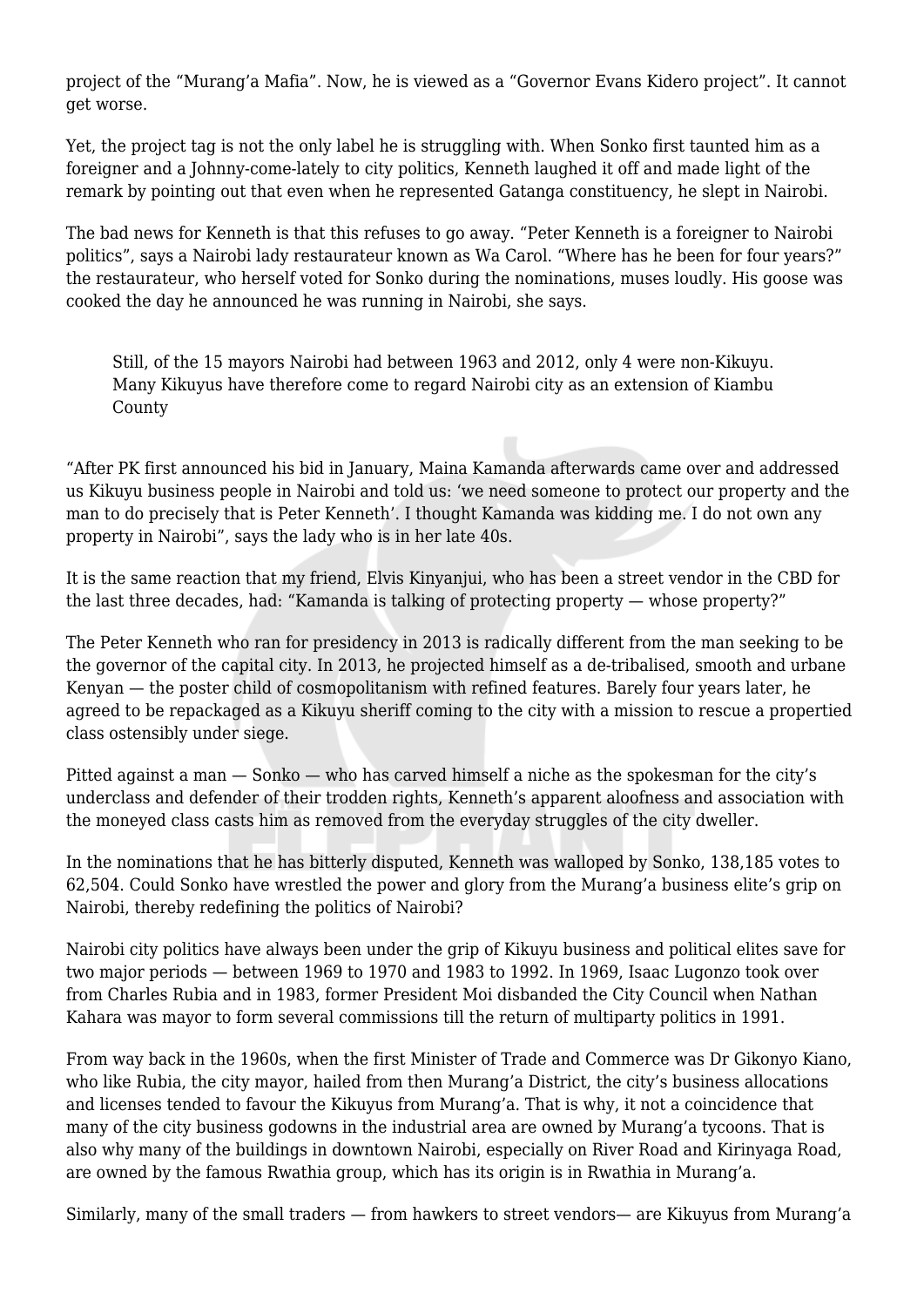project of the "Murang'a Mafia". Now, he is viewed as a "Governor Evans Kidero project". It cannot get worse.

Yet, the project tag is not the only label he is struggling with. When Sonko first taunted him as a foreigner and a Johnny-come-lately to city politics, Kenneth laughed it off and made light of the remark by pointing out that even when he represented Gatanga constituency, he slept in Nairobi.

The bad news for Kenneth is that this refuses to go away. "Peter Kenneth is a foreigner to Nairobi politics", says a Nairobi lady restaurateur known as Wa Carol. "Where has he been for four years?" the restaurateur, who herself voted for Sonko during the nominations, muses loudly. His goose was cooked the day he announced he was running in Nairobi, she says.

> Still, of the 15 mayors Nairobi had between 1963 and 2012, only 4 were non-Kikuyu. Many Kikuyus have therefore come to regard Nairobi city as an extension of Kiambu County

"After PK first announced his bid in January, Maina Kamanda afterwards came over and addressed us Kikuyu business people in Nairobi and told us: 'we need someone to protect our property and the man to do precisely that is Peter Kenneth'. I thought Kamanda was kidding me. I do not own any property in Nairobi", says the lady who is in her late 40s.

It is the same reaction that my friend, Elvis Kinyanjui, who has been a street vendor in the CBD for the last three decades, had: "Kamanda is talking of protecting property — whose property?"

The Peter Kenneth who ran for presidency in 2013 is radically different from the man seeking to be the governor of the capital city. In 2013, he projected himself as a de-tribalised, smooth and urbane Kenyan — the poster child of cosmopolitanism with refined features. Barely four years later, he agreed to be repackaged as a Kikuyu sheriff coming to the city with a mission to rescue a propertied class ostensibly under siege.

Pitted against a man — Sonko — who has carved himself a niche as the spokesman for the city's underclass and defender of their trodden rights, Kenneth's apparent aloofness and association with the moneyed class casts him as removed from the everyday struggles of the city dweller.

In the nominations that he has bitterly disputed, Kenneth was walloped by Sonko, 138,185 votes to 62,504. Could Sonko have wrestled the power and glory from the Murang'a business elite's grip on Nairobi, thereby redefining the politics of Nairobi?

Nairobi city politics have always been under the grip of Kikuyu business and political elites save for two major periods — between 1969 to 1970 and 1983 to 1992. In 1969, Isaac Lugonzo took over from Charles Rubia and in 1983, former President Moi disbanded the City Council when Nathan Kahara was mayor to form several commissions till the return of multiparty politics in 1991.

From way back in the 1960s, when the first Minister of Trade and Commerce was Dr Gikonyo Kiano, who like Rubia, the city mayor, hailed from then Murang'a District, the city's business allocations and licenses tended to favour the Kikuyus from Murang'a. That is why, it not a coincidence that many of the city business godowns in the industrial area are owned by Murang'a tycoons. That is also why many of the buildings in downtown Nairobi, especially on River Road and Kirinyaga Road, are owned by the famous Rwathia group, which has its origin is in Rwathia in Murang'a.

Similarly, many of the small traders — from hawkers to street vendors— are Kikuyus from Murang'a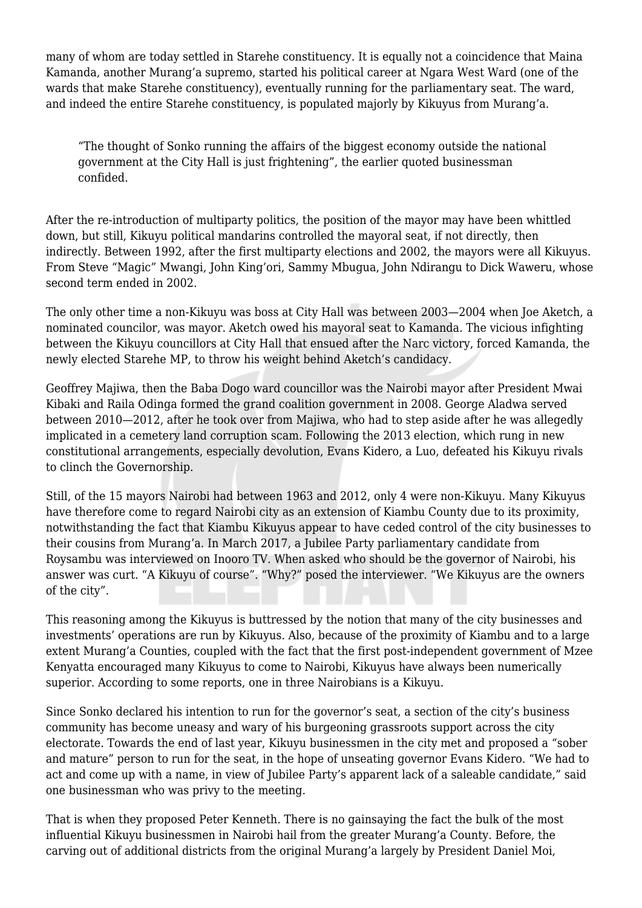many of whom are today settled in Starehe constituency. It is equally not a coincidence that Maina Kamanda, another Murang'a supremo, started his political career at Ngara West Ward (one of the wards that make Starehe constituency), eventually running for the parliamentary seat. The ward, and indeed the entire Starehe constituency, is populated majorly by Kikuyus from Murang'a.

> "The thought of Sonko running the affairs of the biggest economy outside the national government at the City Hall is just frightening", the earlier quoted businessman confided.

After the re-introduction of multiparty politics, the position of the mayor may have been whittled down, but still, Kikuyu political mandarins controlled the mayoral seat, if not directly, then indirectly. Between 1992, after the first multiparty elections and 2002, the mayors were all Kikuyus. From Steve "Magic" Mwangi, John King'ori, Sammy Mbugua, John Ndirangu to Dick Waweru, whose second term ended in 2002.

The only other time a non-Kikuyu was boss at City Hall was between 2003—2004 when Joe Aketch, a nominated councilor, was mayor. Aketch owed his mayoral seat to Kamanda. The vicious infighting between the Kikuyu councillors at City Hall that ensued after the Narc victory, forced Kamanda, the newly elected Starehe MP, to throw his weight behind Aketch's candidacy.

Geoffrey Majiwa, then the Baba Dogo ward councillor was the Nairobi mayor after President Mwai Kibaki and Raila Odinga formed the grand coalition government in 2008. George Aladwa served between 2010—2012, after he took over from Majiwa, who had to step aside after he was allegedly implicated in a cemetery land corruption scam. Following the 2013 election, which rung in new constitutional arrangements, especially devolution, Evans Kidero, a Luo, defeated his Kikuyu rivals to clinch the Governorship.

Still, of the 15 mayors Nairobi had between 1963 and 2012, only 4 were non-Kikuyu. Many Kikuyus have therefore come to regard Nairobi city as an extension of Kiambu County due to its proximity, notwithstanding the fact that Kiambu Kikuyus appear to have ceded control of the city businesses to their cousins from Murang'a. In March 2017, a Jubilee Party parliamentary candidate from Roysambu was interviewed on Inooro TV. When asked who should be the governor of Nairobi, his answer was curt. "A Kikuyu of course". "Why?" posed the interviewer. "We Kikuyus are the owners of the city".

This reasoning among the Kikuyus is buttressed by the notion that many of the city businesses and investments' operations are run by Kikuyus. Also, because of the proximity of Kiambu and to a large extent Murang'a Counties, coupled with the fact that the first post-independent government of Mzee Kenyatta encouraged many Kikuyus to come to Nairobi, Kikuyus have always been numerically superior. According to some reports, one in three Nairobians is a Kikuyu.

Since Sonko declared his intention to run for the governor's seat, a section of the city's business community has become uneasy and wary of his burgeoning grassroots support across the city electorate. Towards the end of last year, Kikuyu businessmen in the city met and proposed a "sober and mature" person to run for the seat, in the hope of unseating governor Evans Kidero. "We had to act and come up with a name, in view of Jubilee Party's apparent lack of a saleable candidate," said one businessman who was privy to the meeting.

That is when they proposed Peter Kenneth. There is no gainsaying the fact the bulk of the most influential Kikuyu businessmen in Nairobi hail from the greater Murang'a County. Before, the carving out of additional districts from the original Murang'a largely by President Daniel Moi,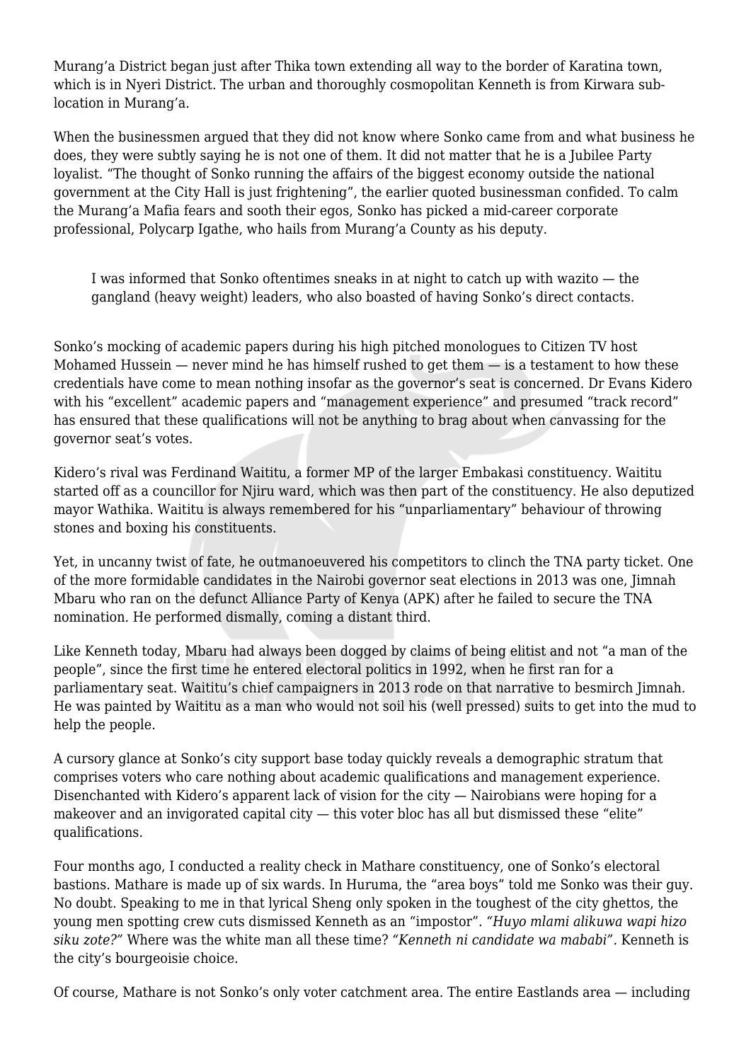Murang'a District began just after Thika town extending all way to the border of Karatina town, which is in Nyeri District. The urban and thoroughly cosmopolitan Kenneth is from Kirwara sub-location in Murang'a.

When the businessmen argued that they did not know where Sonko came from and what business he does, they were subtly saying he is not one of them. It did not matter that he is a Jubilee Party loyalist. "The thought of Sonko running the affairs of the biggest economy outside the national government at the City Hall is just frightening", the earlier quoted businessman confided. To calm the Murang'a Mafia fears and sooth their egos, Sonko has picked a mid-career corporate professional, Polycarp Igathe, who hails from Murang'a County as his deputy.

> I was informed that Sonko oftentimes sneaks in at night to catch up with wazito — the gangland (heavy weight) leaders, who also boasted of having Sonko's direct contacts.

Sonko's mocking of academic papers during his high pitched monologues to Citizen TV host Mohamed Hussein — never mind he has himself rushed to get them — is a testament to how these credentials have come to mean nothing insofar as the governor's seat is concerned. Dr Evans Kidero with his "excellent" academic papers and "management experience" and presumed "track record" has ensured that these qualifications will not be anything to brag about when canvassing for the governor seat's votes.

Kidero's rival was Ferdinand Waititu, a former MP of the larger Embakasi constituency. Waititu started off as a councillor for Njiru ward, which was then part of the constituency. He also deputized mayor Wathika. Waititu is always remembered for his "unparliamentary" behaviour of throwing stones and boxing his constituents.

Yet, in uncanny twist of fate, he outmanoeuvered his competitors to clinch the TNA party ticket. One of the more formidable candidates in the Nairobi governor seat elections in 2013 was one, Jimnah Mbaru who ran on the defunct Alliance Party of Kenya (APK) after he failed to secure the TNA nomination. He performed dismally, coming a distant third.

Like Kenneth today, Mbaru had always been dogged by claims of being elitist and not "a man of the people", since the first time he entered electoral politics in 1992, when he first ran for a parliamentary seat. Waititu's chief campaigners in 2013 rode on that narrative to besmirch Jimnah. He was painted by Waititu as a man who would not soil his (well pressed) suits to get into the mud to help the people.

A cursory glance at Sonko's city support base today quickly reveals a demographic stratum that comprises voters who care nothing about academic qualifications and management experience. Disenchanted with Kidero's apparent lack of vision for the city — Nairobians were hoping for a makeover and an invigorated capital city — this voter bloc has all but dismissed these "elite" qualifications.

Four months ago, I conducted a reality check in Mathare constituency, one of Sonko's electoral bastions. Mathare is made up of six wards. In Huruma, the "area boys" told me Sonko was their guy. No doubt. Speaking to me in that lyrical Sheng only spoken in the toughest of the city ghettos, the young men spotting crew cuts dismissed Kenneth as an "impostor". *"Huyo mlami alikuwa wapi hizo siku zote?"* Where was the white man all these time? *"Kenneth ni candidate wa mababi"*. Kenneth is the city's bourgeoisie choice.

Of course, Mathare is not Sonko's only voter catchment area. The entire Eastlands area — including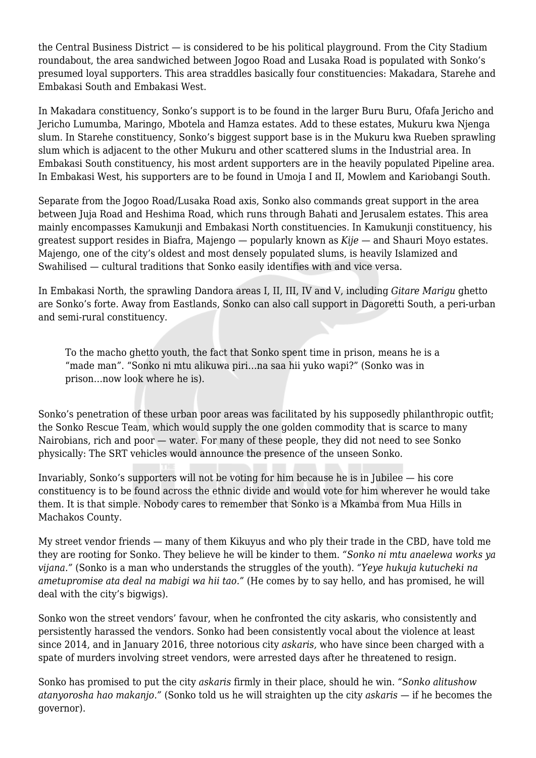the Central Business District — is considered to be his political playground. From the City Stadium roundabout, the area sandwiched between Jogoo Road and Lusaka Road is populated with Sonko's presumed loyal supporters. This area straddles basically four constituencies: Makadara, Starehe and Embakasi South and Embakasi West.

In Makadara constituency, Sonko's support is to be found in the larger Buru Buru, Ofafa Jericho and Jericho Lumumba, Maringo, Mbotela and Hamza estates. Add to these estates, Mukuru kwa Njenga slum. In Starehe constituency, Sonko's biggest support base is in the Mukuru kwa Rueben sprawling slum which is adjacent to the other Mukuru and other scattered slums in the Industrial area. In Embakasi South constituency, his most ardent supporters are in the heavily populated Pipeline area. In Embakasi West, his supporters are to be found in Umoja I and II, Mowlem and Kariobangi South.

Separate from the Jogoo Road/Lusaka Road axis, Sonko also commands great support in the area between Juja Road and Heshima Road, which runs through Bahati and Jerusalem estates. This area mainly encompasses Kamukunji and Embakasi North constituencies. In Kamukunji constituency, his greatest support resides in Biafra, Majengo — popularly known as *Kije* — and Shauri Moyo estates. Majengo, one of the city's oldest and most densely populated slums, is heavily Islamized and Swahilised — cultural traditions that Sonko easily identifies with and vice versa.

In Embakasi North, the sprawling Dandora areas I, II, III, IV and V, including *Gitare Marigu* ghetto are Sonko's forte. Away from Eastlands, Sonko can also call support in Dagoretti South, a peri-urban and semi-rural constituency.

> To the macho ghetto youth, the fact that Sonko spent time in prison, means he is a "made man". "Sonko ni mtu alikuwa piri…na saa hii yuko wapi?" (Sonko was in prison…now look where he is).

Sonko's penetration of these urban poor areas was facilitated by his supposedly philanthropic outfit; the Sonko Rescue Team, which would supply the one golden commodity that is scarce to many Nairobians, rich and poor — water. For many of these people, they did not need to see Sonko physically: The SRT vehicles would announce the presence of the unseen Sonko.

Invariably, Sonko's supporters will not be voting for him because he is in Jubilee — his core constituency is to be found across the ethnic divide and would vote for him wherever he would take them. It is that simple. Nobody cares to remember that Sonko is a Mkamba from Mua Hills in Machakos County.

My street vendor friends — many of them Kikuyus and who ply their trade in the CBD, have told me they are rooting for Sonko. They believe he will be kinder to them. *"Sonko ni mtu anaelewa works ya vijana."* (Sonko is a man who understands the struggles of the youth). *"Yeye hukuja kutucheki na ametupromise ata deal na mabigi wa hii tao."* (He comes by to say hello, and has promised, he will deal with the city's bigwigs).

Sonko won the street vendors' favour, when he confronted the city askaris, who consistently and persistently harassed the vendors. Sonko had been consistently vocal about the violence at least since 2014, and in January 2016, three notorious city *askaris,* who have since been charged with a spate of murders involving street vendors, were arrested days after he threatened to resign.

Sonko has promised to put the city *askaris* firmly in their place, should he win. *"Sonko alitushow atanyorosha hao makanjo."* (Sonko told us he will straighten up the city *askaris* — if he becomes the governor).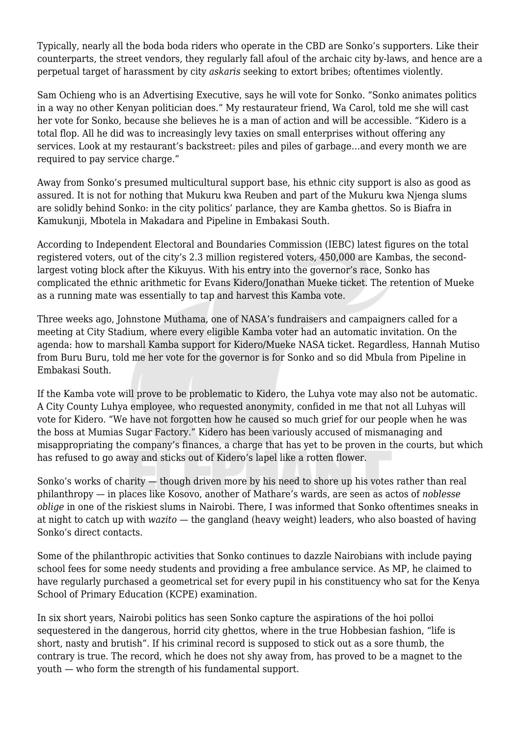Typically, nearly all the boda boda riders who operate in the CBD are Sonko's supporters. Like their counterparts, the street vendors, they regularly fall afoul of the archaic city by-laws, and hence are a perpetual target of harassment by city *askaris* seeking to extort bribes; oftentimes violently.

Sam Ochieng who is an Advertising Executive, says he will vote for Sonko. "Sonko animates politics in a way no other Kenyan politician does." My restaurateur friend, Wa Carol, told me she will cast her vote for Sonko, because she believes he is a man of action and will be accessible. "Kidero is a total flop. All he did was to increasingly levy taxies on small enterprises without offering any services. Look at my restaurant's backstreet: piles and piles of garbage…and every month we are required to pay service charge."

Away from Sonko's presumed multicultural support base, his ethnic city support is also as good as assured. It is not for nothing that Mukuru kwa Reuben and part of the Mukuru kwa Njenga slums are solidly behind Sonko: in the city politics' parlance, they are Kamba ghettos. So is Biafra in Kamukunji, Mbotela in Makadara and Pipeline in Embakasi South.

According to Independent Electoral and Boundaries Commission (IEBC) latest figures on the total registered voters, out of the city's 2.3 million registered voters, 450,000 are Kambas, the second-largest voting block after the Kikuyus. With his entry into the governor's race, Sonko has complicated the ethnic arithmetic for Evans Kidero/Jonathan Mueke ticket. The retention of Mueke as a running mate was essentially to tap and harvest this Kamba vote.

Three weeks ago, Johnstone Muthama, one of NASA's fundraisers and campaigners called for a meeting at City Stadium, where every eligible Kamba voter had an automatic invitation. On the agenda: how to marshall Kamba support for Kidero/Mueke NASA ticket. Regardless, Hannah Mutiso from Buru Buru, told me her vote for the governor is for Sonko and so did Mbula from Pipeline in Embakasi South.

If the Kamba vote will prove to be problematic to Kidero, the Luhya vote may also not be automatic. A City County Luhya employee, who requested anonymity, confided in me that not all Luhyas will vote for Kidero. "We have not forgotten how he caused so much grief for our people when he was the boss at Mumias Sugar Factory." Kidero has been variously accused of mismanaging and misappropriating the company's finances, a charge that has yet to be proven in the courts, but which has refused to go away and sticks out of Kidero's lapel like a rotten flower.

Sonko's works of charity — though driven more by his need to shore up his votes rather than real philanthropy — in places like Kosovo, another of Mathare's wards, are seen as actos of *noblesse oblige* in one of the riskiest slums in Nairobi. There, I was informed that Sonko oftentimes sneaks in at night to catch up with *wazito* — the gangland (heavy weight) leaders, who also boasted of having Sonko's direct contacts.

Some of the philanthropic activities that Sonko continues to dazzle Nairobians with include paying school fees for some needy students and providing a free ambulance service. As MP, he claimed to have regularly purchased a geometrical set for every pupil in his constituency who sat for the Kenya School of Primary Education (KCPE) examination.

In six short years, Nairobi politics has seen Sonko capture the aspirations of the hoi polloi sequestered in the dangerous, horrid city ghettos, where in the true Hobbesian fashion, "life is short, nasty and brutish". If his criminal record is supposed to stick out as a sore thumb, the contrary is true. The record, which he does not shy away from, has proved to be a magnet to the youth — who form the strength of his fundamental support.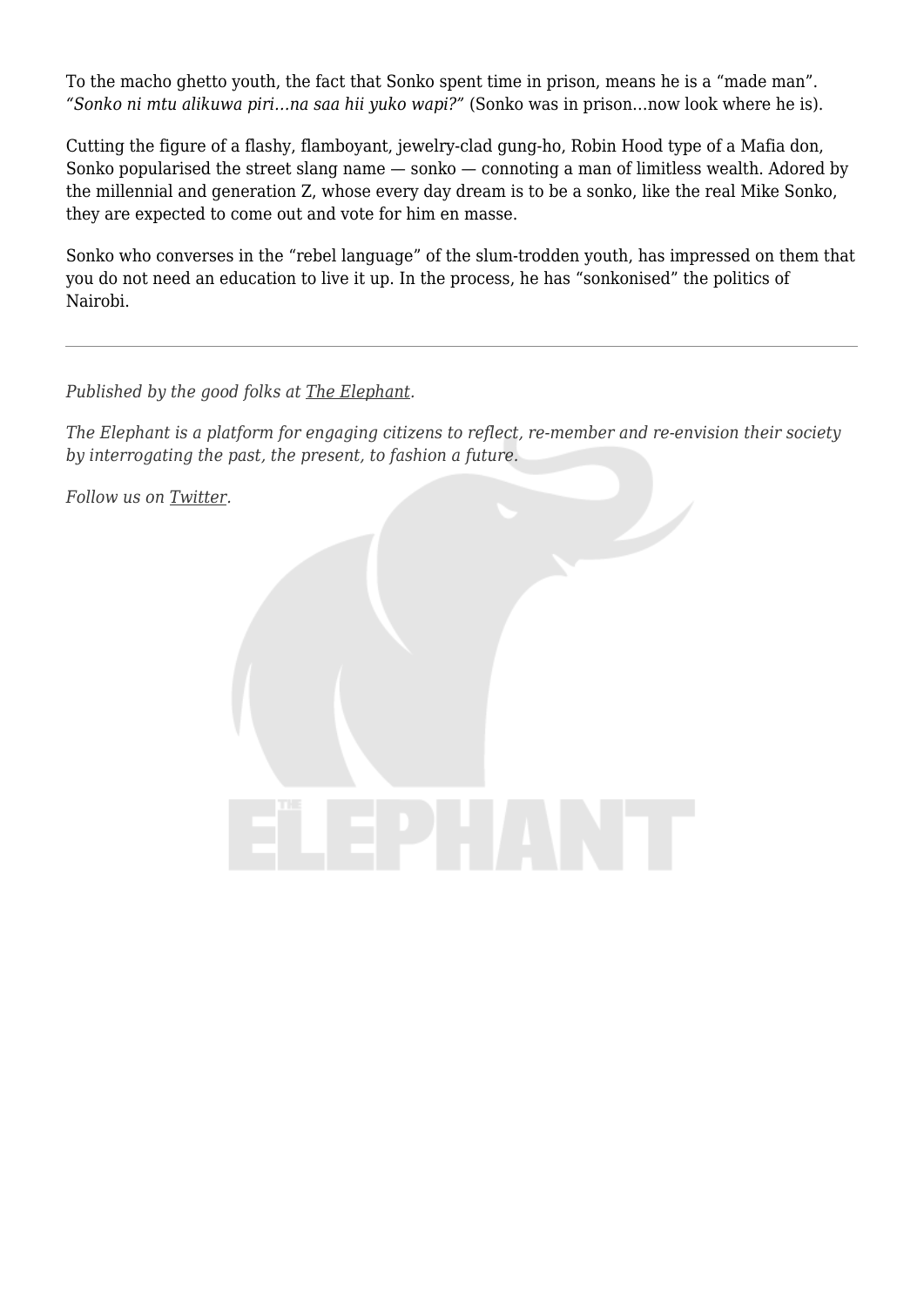To the macho ghetto youth, the fact that Sonko spent time in prison, means he is a “made man”. *“Sonko ni mtu alikuwa piri…na saa hii yuko wapi?”* (Sonko was in prison…now look where he is).

Cutting the figure of a flashy, flamboyant, jewelry-clad gung-ho, Robin Hood type of a Mafia don, Sonko popularised the street slang name — sonko — connoting a man of limitless wealth. Adored by the millennial and generation Z, whose every day dream is to be a sonko, like the real Mike Sonko, they are expected to come out and vote for him en masse.

Sonko who converses in the “rebel language” of the slum-trodden youth, has impressed on them that you do not need an education to live it up. In the process, he has “sonkonised” the politics of Nairobi.

---

*Published by the good folks at The Elephant.*

*The Elephant is a platform for engaging citizens to reflect, re-member and re-envision their society by interrogating the past, the present, to fashion a future.*

*Follow us on Twitter.*